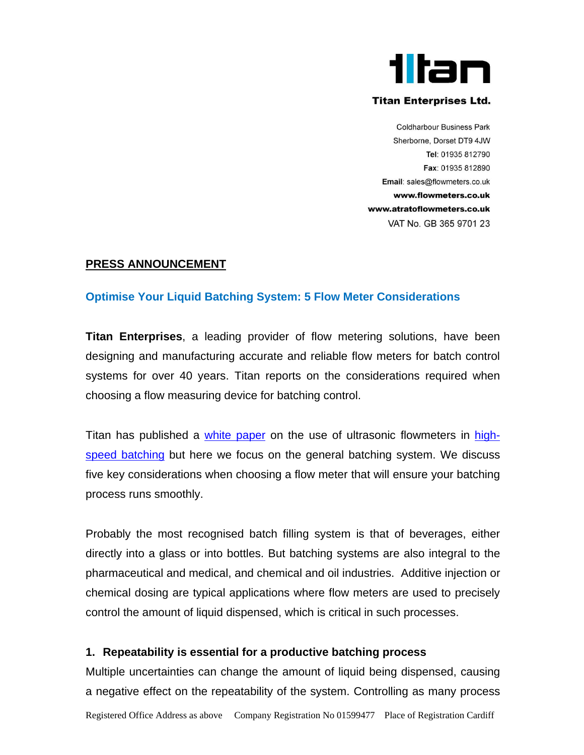**Titan Enterprises Ltd.**

Coldharbour Business Park
Sherborne, Dorset DT9 4JW
**Tel**: 01935 812790
**Fax**: 01935 812890
**Email**: sales@flowmeters.co.uk
**www.flowmeters.co.uk**
**www.atratoflowmeters.co.uk**
VAT No. GB 365 9701 23

**PRESS ANNOUNCEMENT**

## Optimise Your Liquid Batching System: 5 Flow Meter Considerations

**Titan Enterprises**, a leading provider of flow metering solutions, have been designing and manufacturing accurate and reliable flow meters for batch control systems for over 40 years. Titan reports on the considerations required when choosing a flow measuring device for batching control.

Titan has published a white paper on the use of ultrasonic flowmeters in high-speed batching but here we focus on the general batching system. We discuss five key considerations when choosing a flow meter that will ensure your batching process runs smoothly.

Probably the most recognised batch filling system is that of beverages, either directly into a glass or into bottles. But batching systems are also integral to the pharmaceutical and medical, and chemical and oil industries. Additive injection or chemical dosing are typical applications where flow meters are used to precisely control the amount of liquid dispensed, which is critical in such processes.

### 1. Repeatability is essential for a productive batching process

Multiple uncertainties can change the amount of liquid being dispensed, causing a negative effect on the repeatability of the system. Controlling as many process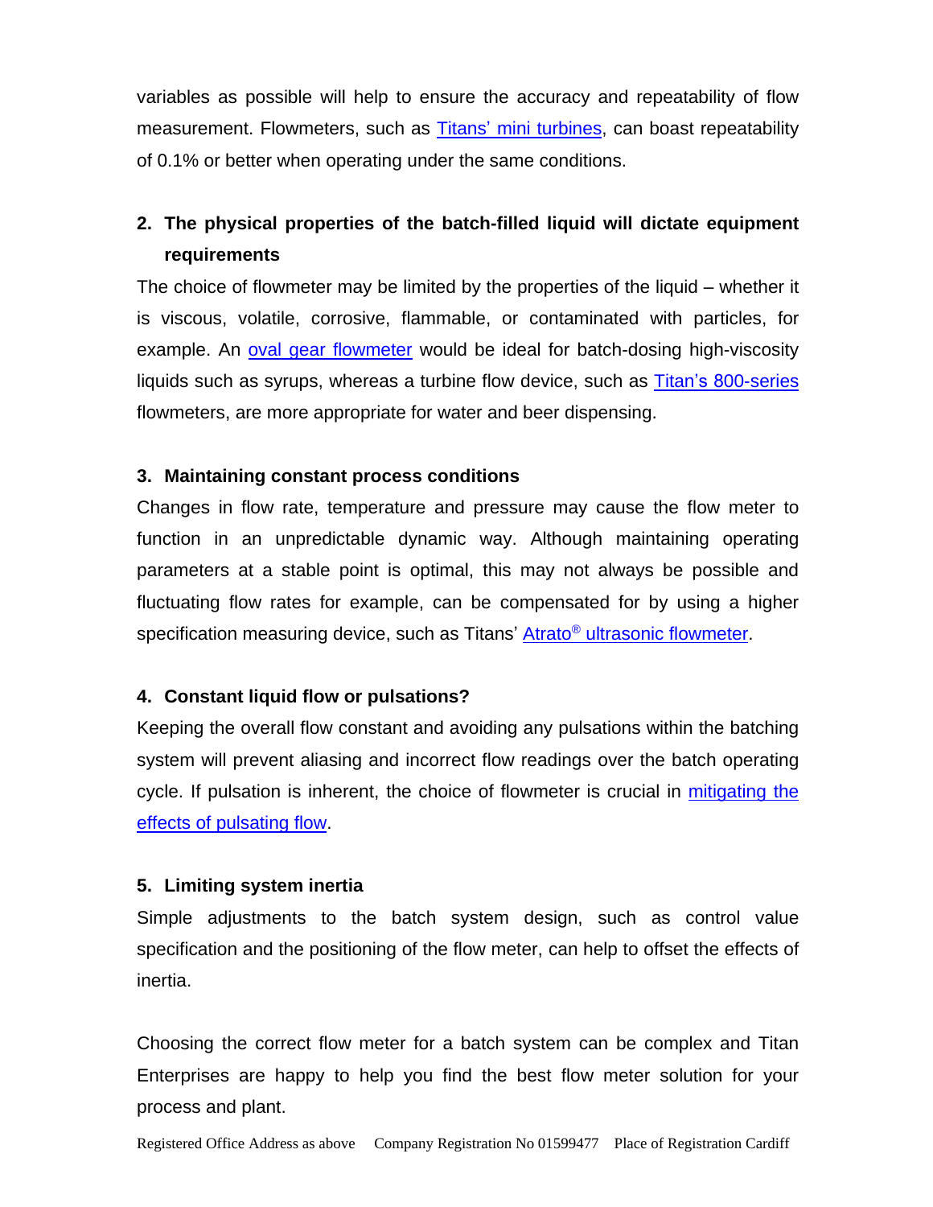variables as possible will help to ensure the accuracy and repeatability of flow measurement. Flowmeters, such as Titans' mini turbines, can boast repeatability of 0.1% or better when operating under the same conditions.

2. **The physical properties of the batch-filled liquid will dictate equipment requirements**

The choice of flowmeter may be limited by the properties of the liquid – whether it is viscous, volatile, corrosive, flammable, or contaminated with particles, for example. An oval gear flowmeter would be ideal for batch-dosing high-viscosity liquids such as syrups, whereas a turbine flow device, such as Titan's 800-series flowmeters, are more appropriate for water and beer dispensing.

3. **Maintaining constant process conditions**

Changes in flow rate, temperature and pressure may cause the flow meter to function in an unpredictable dynamic way. Although maintaining operating parameters at a stable point is optimal, this may not always be possible and fluctuating flow rates for example, can be compensated for by using a higher specification measuring device, such as Titans' Atrato® ultrasonic flowmeter.

4. **Constant liquid flow or pulsations?**

Keeping the overall flow constant and avoiding any pulsations within the batching system will prevent aliasing and incorrect flow readings over the batch operating cycle. If pulsation is inherent, the choice of flowmeter is crucial in mitigating the effects of pulsating flow.

5. **Limiting system inertia**

Simple adjustments to the batch system design, such as control value specification and the positioning of the flow meter, can help to offset the effects of inertia.

Choosing the correct flow meter for a batch system can be complex and Titan Enterprises are happy to help you find the best flow meter solution for your process and plant.

Registered Office Address as above Company Registration No 01599477 Place of Registration Cardiff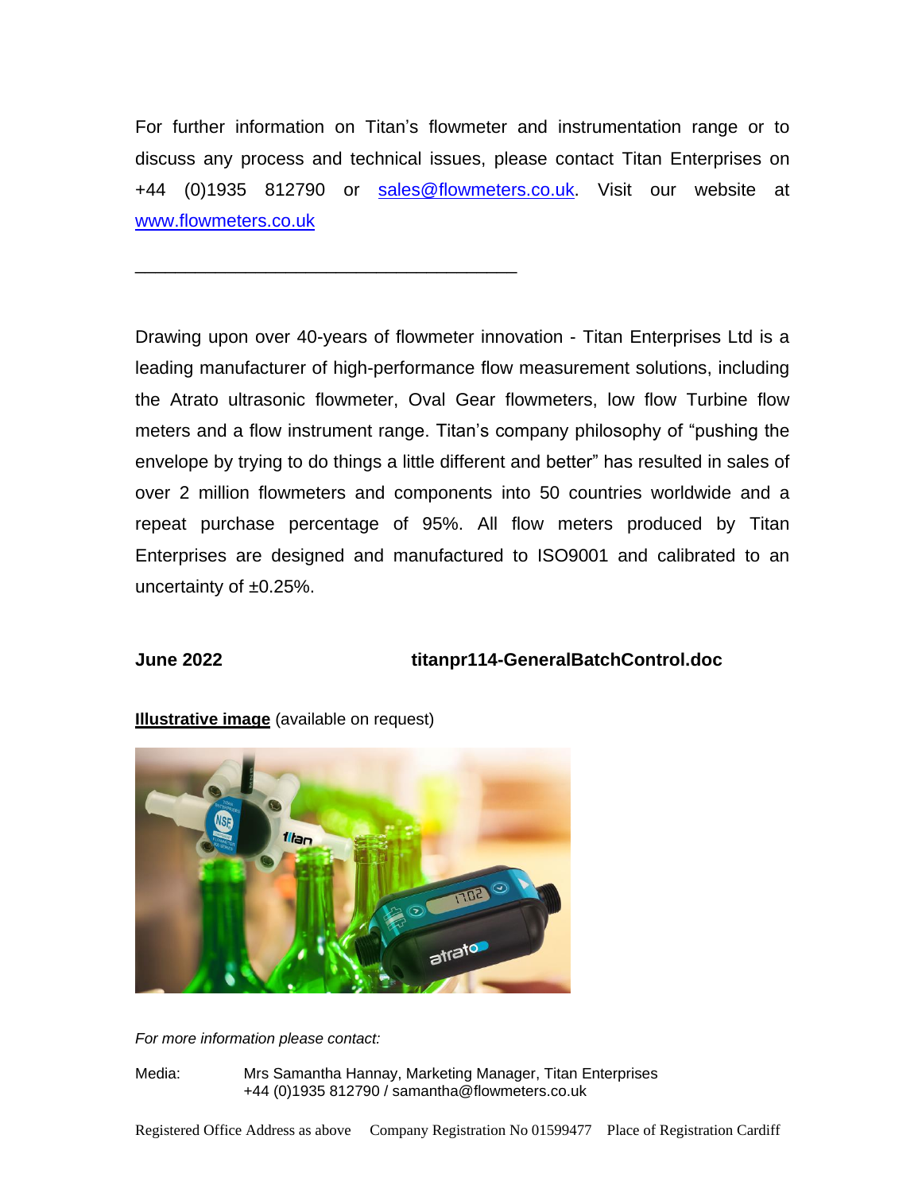For further information on Titan's flowmeter and instrumentation range or to discuss any process and technical issues, please contact Titan Enterprises on +44 (0)1935 812790 or [sales@flowmeters.co.uk](mailto:sales@flowmeters.co.uk). Visit our website at [www.flowmeters.co.uk](http://www.flowmeters.co.uk)

---

Drawing upon over 40-years of flowmeter innovation - Titan Enterprises Ltd is a leading manufacturer of high-performance flow measurement solutions, including the Atrato ultrasonic flowmeter, Oval Gear flowmeters, low flow Turbine flow meters and a flow instrument range. Titan's company philosophy of "pushing the envelope by trying to do things a little different and better" has resulted in sales of over 2 million flowmeters and components into 50 countries worldwide and a repeat purchase percentage of 95%. All flow meters produced by Titan Enterprises are designed and manufactured to ISO9001 and calibrated to an uncertainty of ±0.25%.

**June 2022** **titanpr114-GeneralBatchControl.doc**

**Illustrative image** (available on request)

*For more information please contact:*

Media: Mrs Samantha Hannay, Marketing Manager, Titan Enterprises
+44 (0)1935 812790 / samantha@flowmeters.co.uk

Registered Office Address as above Company Registration No 01599477 Place of Registration Cardiff